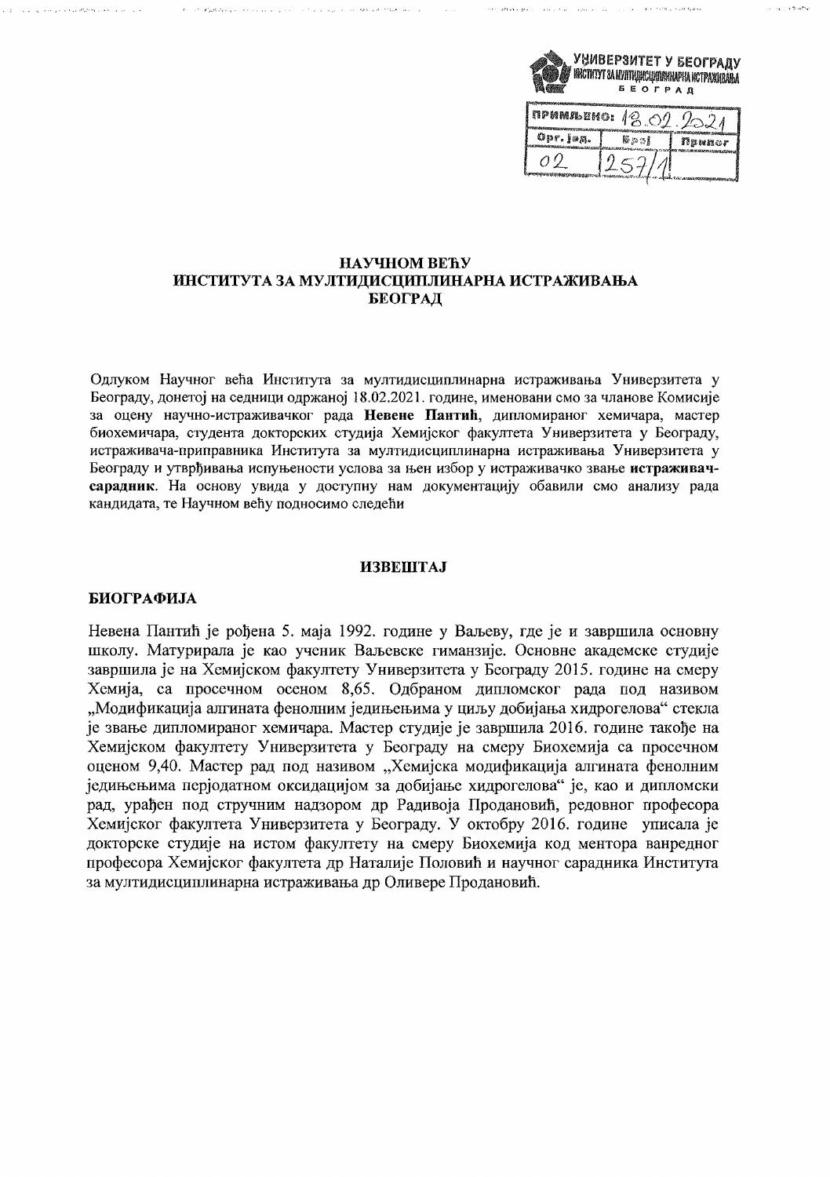УНИВЕРЗИТЕТ У БЕОГРАДУ
ИНСТИТУТ ЗА МУЛТИДИСЦИПЛИНАРНА ИСТРАЖИВАЊА
БЕОГРАД

| ПРИМЉЕНО: 18.02.2021 | | |
|---|---|---|
| Орг. јед. | Број | Прилог |
| 02 | 257/1 | |

**НАУЧНОМ ВЕЋУ**
**ИНСТИТУТА ЗА МУЛТИДИСЦИПЛИНАРНА ИСТРАЖИВАЊА**
**БЕОГРАД**

Одлуком Научног већа Института за мултидисциплинарна истраживања Универзитета у Београду, донетој на седници одржаној 18.02.2021. године, именовани смо за чланове Комисије за оцену научно-истраживачког рада **Невене Пантић**, дипломираног хемичара, мастер биохемичара, студента докторских студија Хемијског факултета Универзитета у Београду, истраживача-приправника Института за мултидисциплинарна истраживања Универзитета у Београду и утврђивања испуњености услова за њен избор у истраживачко звање **истраживач-сарадник**. На основу увида у доступну нам документацију обавили смо анализу рада кандидата, те Научном већу подносимо следећи

## ИЗВЕШТАЈ

### БИОГРАФИЈА

Невена Пантић је рођена 5. маја 1992. године у Ваљеву, где је и завршила основну школу. Матурирала је као ученик Ваљевске гимназије. Основне академске студије завршила је на Хемијском факултету Универзитета у Београду 2015. године на смеру Хемија, са просечном оценом 8,65. Одбраном дипломског рада под називом „Модификација алгината фенолним једињењима у циљу добијања хидрогелова" стекла је звање дипломираног хемичара. Мастер студије је завршила 2016. године такође на Хемијском факултету Универзитета у Београду на смеру Биохемија са просечном оценом 9,40. Мастер рад под називом „Хемијска модификација алгината фенолним једињењима перјодатном оксидацијом за добијање хидрогелова" је, као и дипломски рад, урађен под стручним надзором др Радивоја Продановић, редовног професора Хемијског факултета Универзитета у Београду. У октобру 2016. године уписала је докторске студије на истом факултету на смеру Биохемија код ментора ванредног професора Хемијског факултета др Наталије Половић и научног сарадника Института за мултидисциплинарна истраживања др Оливере Продановић.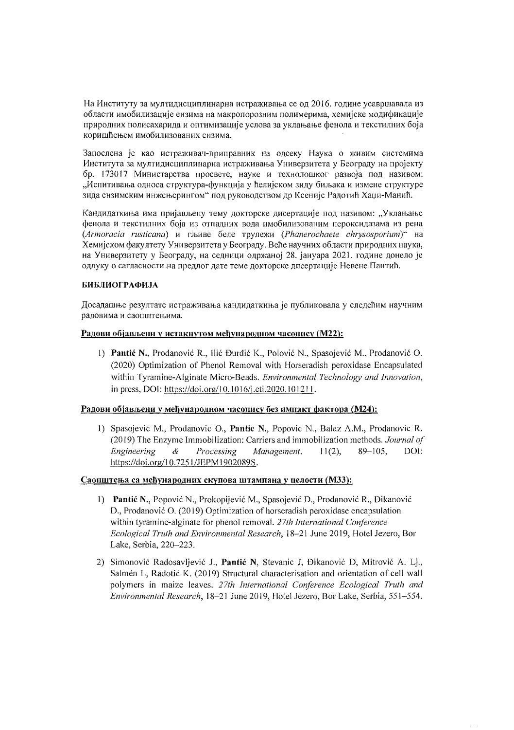На Институту за мултидисциплинарна истраживања се од 2016. године усавршавала из области имобилизације ензима на макропорозним полимерима, хемијске модификације природних полисахарида и оптимизације услова за уклањање фенола и текстилних боја коришћењем имобилизованих ензима.

Запослена је као истраживач-приправник на одсеку Наука о живим системима Института за мултидисциплинарна истраживања Универзитета у Београду на пројекту бр. 173017 Министарства просвете, науке и технолошког развоја под називом: „Испитивања односа структура-функција у ћелијском зиду биљака и измене структуре зида ензимским инжењерингом" под руководством др Ксеније Радотић Хаџи-Манић.

Кандидаткиња има пријављену тему докторске дисертације под називом: „Уклањање фенола и текстилних боја из отпадних вода имобилизованим пероксидазама из рена (*Armoracia rusticana*) и гљиве беле трулежи (*Phanerochaete chrysosporium*)" на Хемијском факултету Универзитета у Београду. Веће научних области природних наука, на Универзитету у Београду, на седници одржаној 28. јануара 2021. године донело је одлуку о сагласности на предлог дате теме докторске дисертације Невене Пантић.

**БИБЛИОГРАФИЈА**

Досадашње резултате истраживања кандидаткиња је публиковала у следећим научним радовима и саопштењима.

**Радови објављени у истакнутом међународном часопису (М22):**

1) **Pantić N.**, Prodanović R., Ilić Đurđić K., Polović N., Spasojević M., Prodanović O. (2020) Optimization of Phenol Removal with Horseradish peroxidase Encapsulated within Tyramine-Alginate Micro-Beads. *Environmental Technology and Innovation*, in press, DOI: https://doi.org/10.1016/j.eti.2020.101211.

**Радови објављени у међународном часопису без импакт фактора (М24):**

1) Spasojevic M., Prodanovic O., **Pantic N.**, Popovic N., Balaz A.M., Prodanovic R. (2019) The Enzyme Immobilization: Carriers and immobilization methods. *Journal of Engineering & Processing Management*, 11(2), 89–105, DOI: https://doi.org/10.7251/JEPM1902089S.

**Саопштења са међународних скупова штампана у целости (М33):**

1) **Pantić N.**, Popović N., Prokopijević M., Spasojević D., Prodanović R., Đikanović D., Prodanović O. (2019) Optimization of horseradish peroxidase encapsulation within tyramine-alginate for phenol removal. *27th International Conference Ecological Truth and Environmental Research*, 18–21 June 2019, Hotel Jezero, Bor Lake, Serbia, 220–223.

2) Simonović Radosavljević J., **Pantić N**, Stevanic J, Đikanović D, Mitrović A. Lj., Salmén L, Radotić K. (2019) Structural characterisation and orientation of cell wall polymers in maize leaves. *27th International Conference Ecological Truth and Environmental Research*, 18–21 June 2019, Hotel Jezero, Bor Lake, Serbia, 551–554.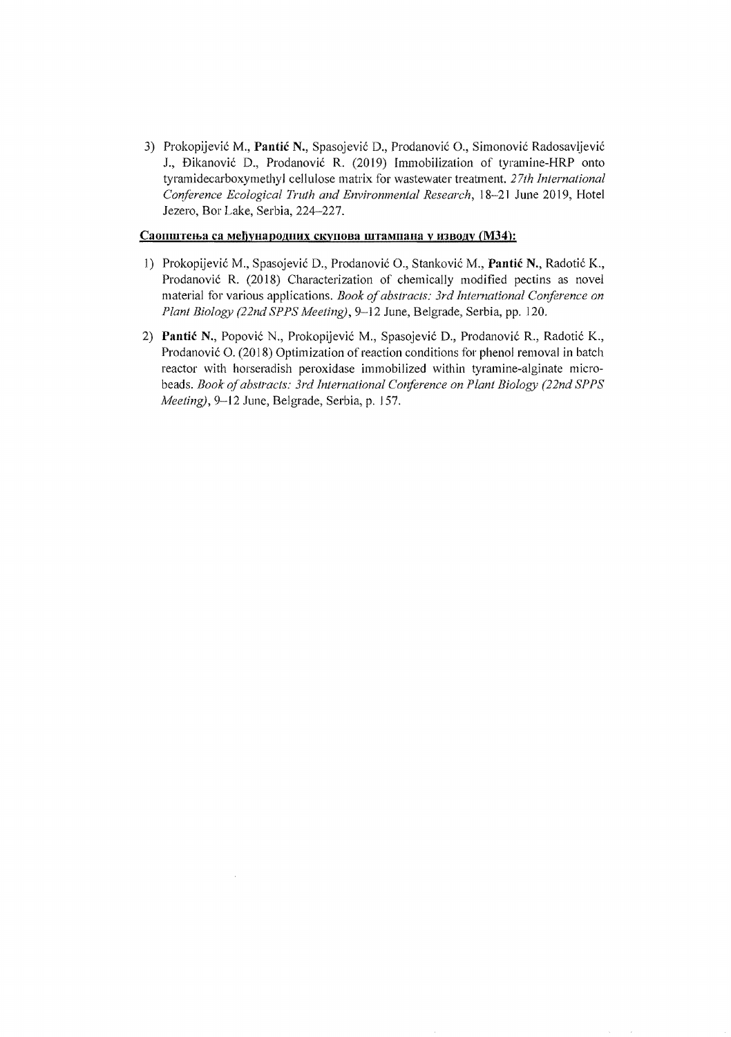3) Prokopijević M., **Pantić N.**, Spasojević D., Prodanović O., Simonović Radosavljević J., Đikanović D., Prodanović R. (2019) Immobilization of tyramine-HRP onto tyramidecarboxymethyl cellulose matrix for wastewater treatment. *27th International Conference Ecological Truth and Environmental Research*, 18–21 June 2019, Hotel Jezero, Bor Lake, Serbia, 224–227.

**Саопштења са међународних скупова штампана у изводу (М34):**

1) Prokopijević M., Spasojević D., Prodanović O., Stanković M., **Pantić N.**, Radotić K., Prodanović R. (2018) Characterization of chemically modified pectins as novel material for various applications. *Book of abstracts: 3rd International Conference on Plant Biology (22nd SPPS Meeting)*, 9–12 June, Belgrade, Serbia, pp. 120.

2) **Pantić N.**, Popović N., Prokopijević M., Spasojević D., Prodanović R., Radotić K., Prodanović O. (2018) Optimization of reaction conditions for phenol removal in batch reactor with horseradish peroxidase immobilized within tyramine-alginate micro-beads. *Book of abstracts: 3rd International Conference on Plant Biology (22nd SPPS Meeting)*, 9–12 June, Belgrade, Serbia, p. 157.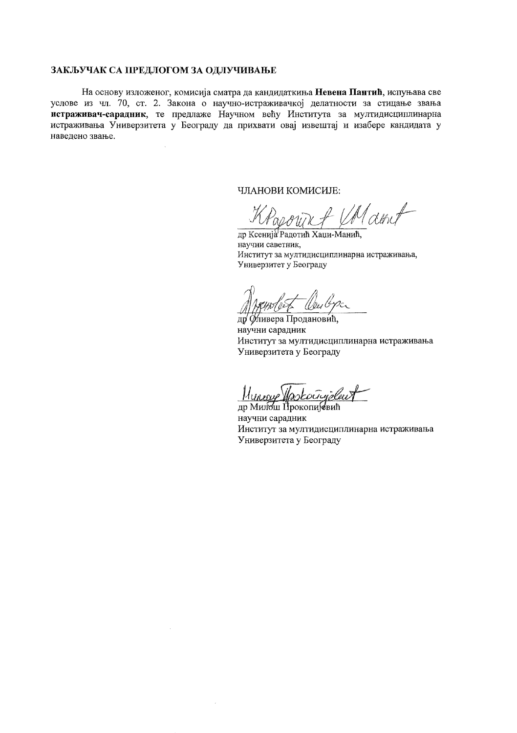**ЗАКЉУЧАК СА ПРЕДЛОГОМ ЗА ОДЛУЧИВАЊЕ**

На основу изложеног, комисија сматра да кандидаткиња **Невена Пантић**, испуњава све услове из чл. 70, ст. 2. Закона о научно-истраживачкој делатности за стицање звања **истраживач-сарадник**, те предлаже Научном већу Института за мултидисциплинарна истраживања Универзитета у Београду да прихвати овај извештај и изабере кандидата у наведено звање.

ЧЛАНОВИ КОМИСИЈЕ:

др Ксенија Радотић Хаџи-Манић,
научни саветник,
Институт за мултидисциплинарна истраживања,
Универзитет у Београду

др Оливера Продановић,
научни сарадник
Институт за мултидисциплинарна истраживања
Универзитета у Београду

др Милош Прокопијевић
научни сарадник
Институт за мултидисциплинарна истраживања
Универзитета у Београду